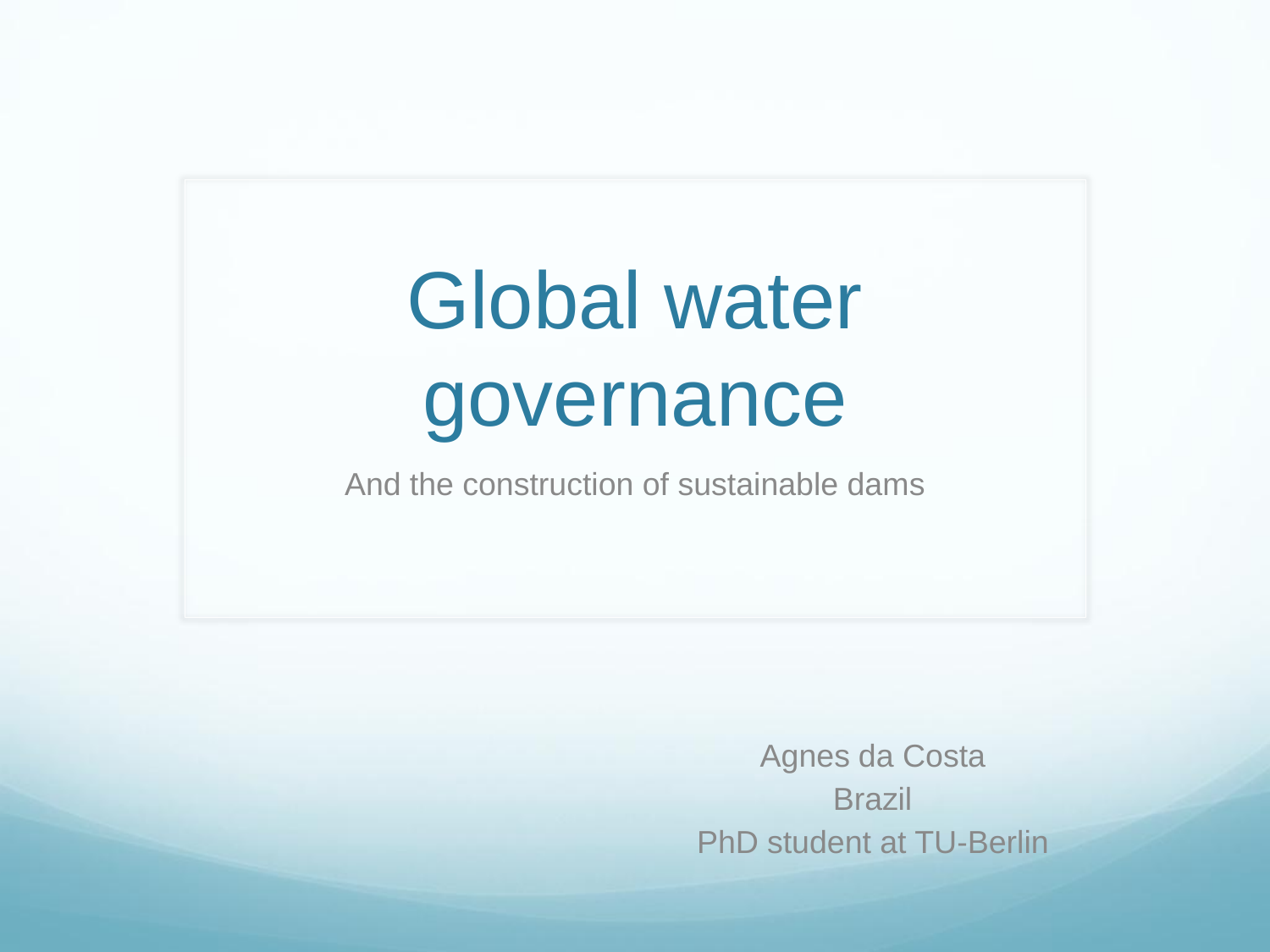# Global water governance

And the construction of sustainable dams

Agnes da Costa
Brazil
PhD student at TU-Berlin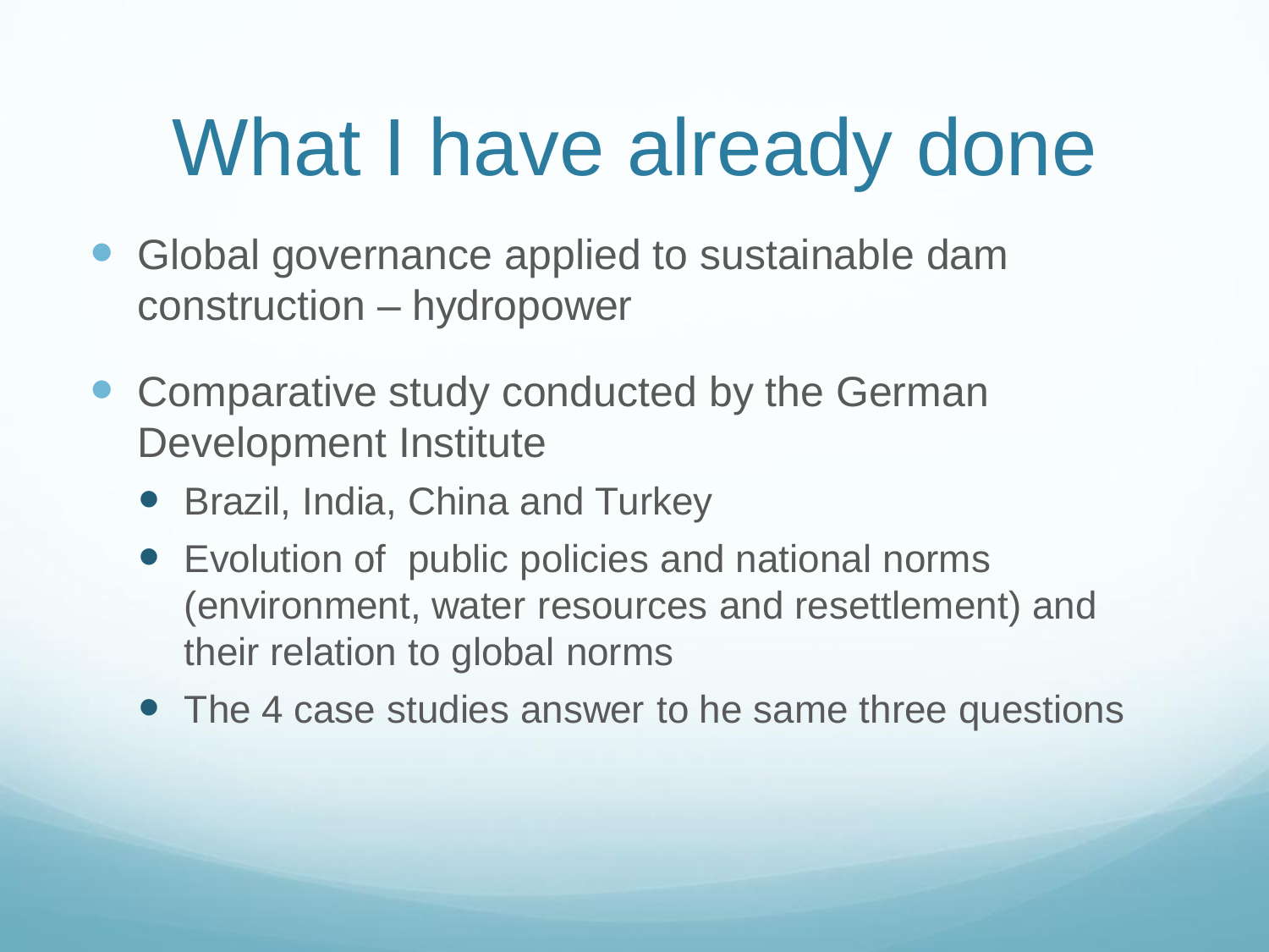# What I have already done

- Global governance applied to sustainable dam construction – hydropower
- Comparative study conducted by the German Development Institute
  - Brazil, India, China and Turkey
  - Evolution of public policies and national norms (environment, water resources and resettlement) and their relation to global norms
  - The 4 case studies answer to he same three questions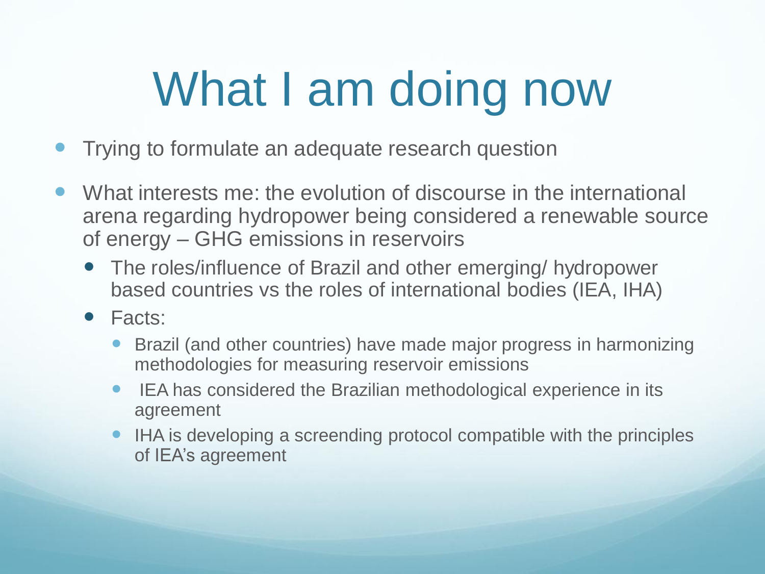# What I am doing now

- Trying to formulate an adequate research question
- What interests me: the evolution of discourse in the international arena regarding hydropower being considered a renewable source of energy – GHG emissions in reservoirs
  - The roles/influence of Brazil and other emerging/ hydropower based countries vs the roles of international bodies (IEA, IHA)
  - Facts:
    - Brazil (and other countries) have made major progress in harmonizing methodologies for measuring reservoir emissions
    - IEA has considered the Brazilian methodological experience in its agreement
    - IHA is developing a screending protocol compatible with the principles of IEA's agreement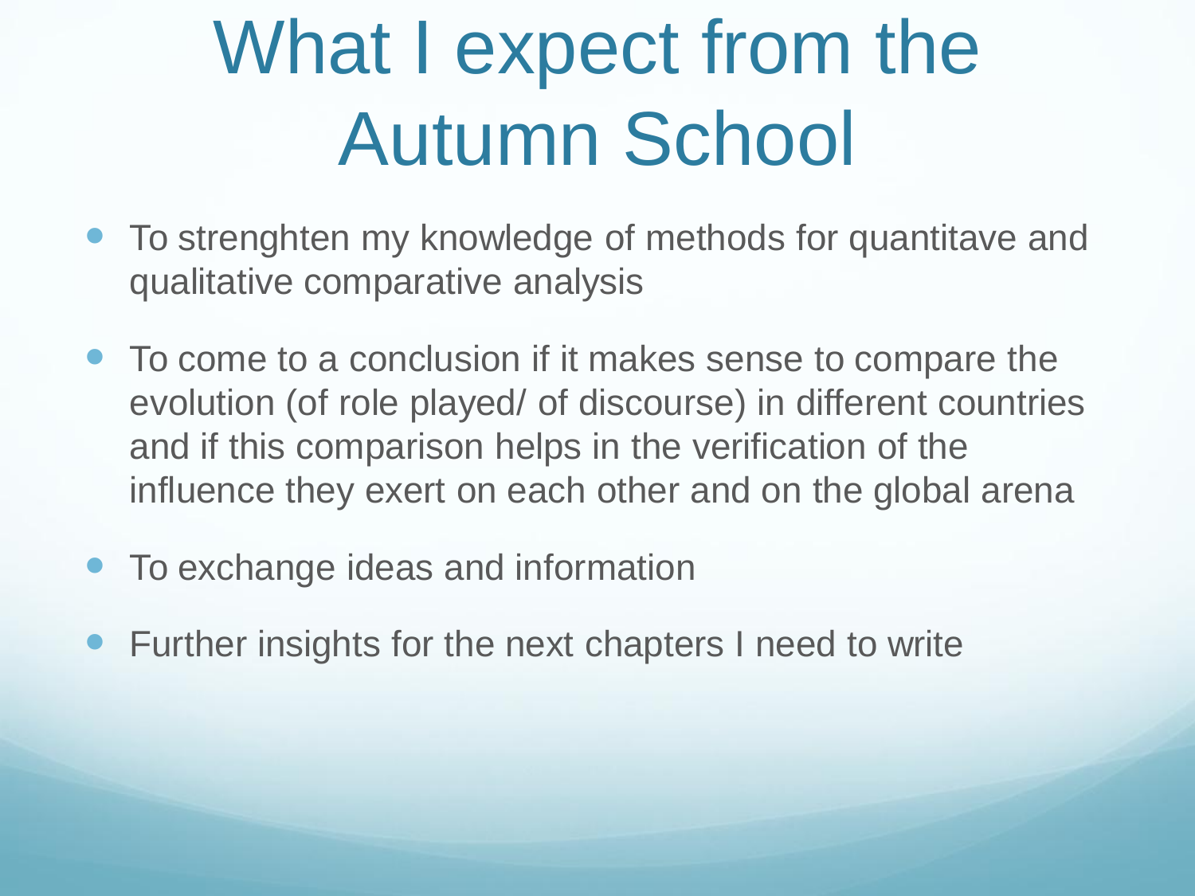# What I expect from the Autumn School

- To strenghten my knowledge of methods for quantitave and qualitative comparative analysis
- To come to a conclusion if it makes sense to compare the evolution (of role played/ of discourse) in different countries and if this comparison helps in the verification of the influence they exert on each other and on the global arena
- To exchange ideas and information
- Further insights for the next chapters I need to write